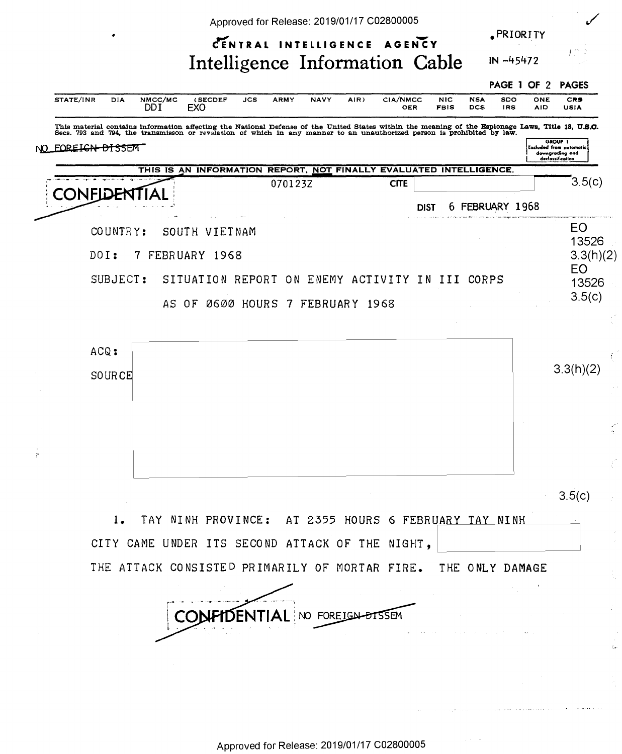PRIORITY

# CENTRAL INTELLIGENCE AGENCY
## Intelligence Information Cable

IN -45472

| STATE/INR | DIA | NMCC/MC | (SECDEF | JCS | ARMY | NAVY | AIR) | CIA/NMCC | NIC | NSA | SDO | ONE | CRS |
|---|---|---|---|---|---|---|---|---|---|---|---|---|---|
| | | DDI | EXO | | | | | OER | FBIS | DCS | IRS | AID | USIA |

This material contains information affecting the National Defense of the United States within the meaning of the Espionage Laws, Title 18, U.S.C. Secs. 793 and 794, the transmisson or revelation of which in any manner to an unauthorized person is prohibited by law.

~~NO FOREIGN DISSEM~~

GROUP 1 Excluded from automatic downgrading and declassification

THIS IS AN INFORMATION REPORT, NOT FINALLY EVALUATED INTELLIGENCE.

~~CONFIDENTIAL~~

070123Z CITE [redacted] 3.5(c)

DIST 6 FEBRUARY 1968

COUNTRY: SOUTH VIETNAM

DOI: 7 FEBRUARY 1968

SUBJECT: SITUATION REPORT ON ENEMY ACTIVITY IN III CORPS AS OF 0600 HOURS 7 FEBRUARY 1968

EO 13526 3.3(h)(2)
EO 13526 3.5(c)

ACQ: [redacted]

SOURCE [redacted]

3.3(h)(2)

3.5(c)

1. TAY NINH PROVINCE: AT 2355 HOURS 6 FEBRUARY TAY NINH CITY CAME UNDER ITS SECOND ATTACK OF THE NIGHT, [redacted] THE ATTACK CONSISTED PRIMARILY OF MORTAR FIRE. THE ONLY DAMAGE

~~CONFIDENTIAL~~ NO ~~FOREIGN DISSEM~~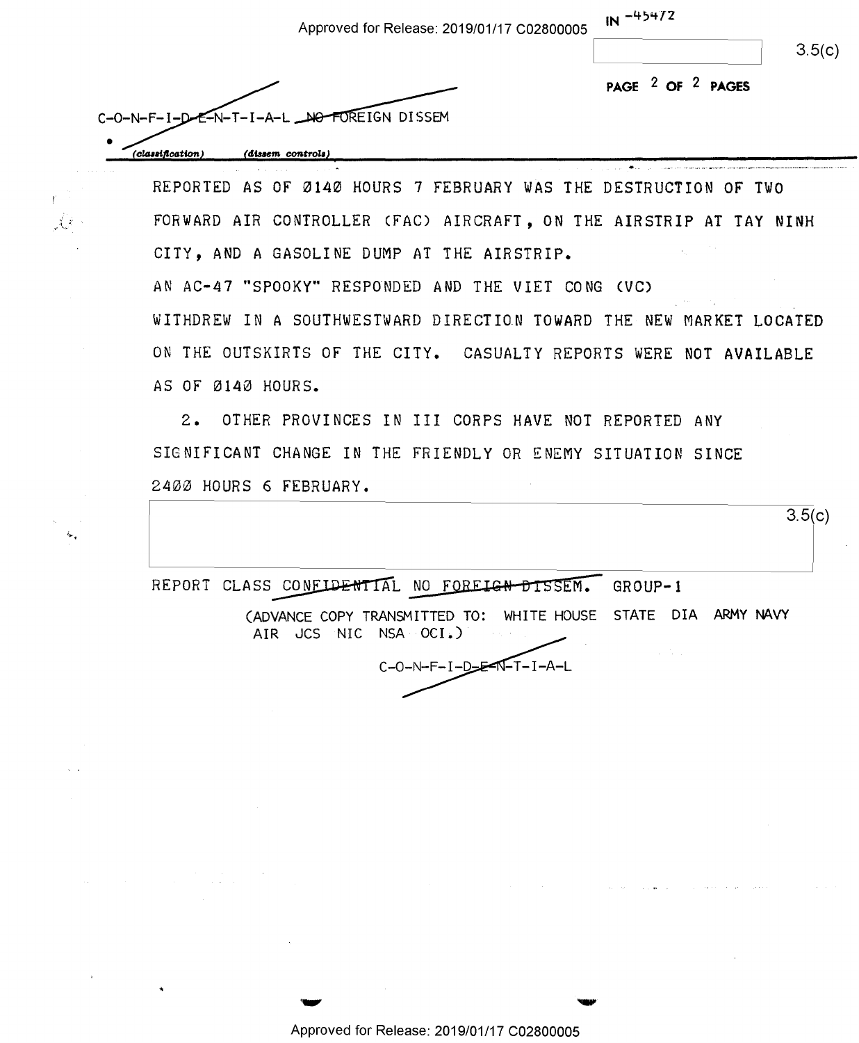IN -45472

3.5(c)

C-O-N-F-I-D-E-N-T-I-A-L NO FOREIGN DISSEM

(classification) (dissem controls)

REPORTED AS OF 0140 HOURS 7 FEBRUARY WAS THE DESTRUCTION OF TWO FORWARD AIR CONTROLLER (FAC) AIRCRAFT, ON THE AIRSTRIP AT TAY NINH CITY, AND A GASOLINE DUMP AT THE AIRSTRIP.

AN AC-47 "SPOOKY" RESPONDED AND THE VIET CONG (VC) WITHDREW IN A SOUTHWESTWARD DIRECTION TOWARD THE NEW MARKET LOCATED ON THE OUTSKIRTS OF THE CITY. CASUALTY REPORTS WERE NOT AVAILABLE AS OF 0140 HOURS.

2. OTHER PROVINCES IN III CORPS HAVE NOT REPORTED ANY SIGNIFICANT CHANGE IN THE FRIENDLY OR ENEMY SITUATION SINCE 2400 HOURS 6 FEBRUARY.

3.5(c)

REPORT CLASS CONFIDENTIAL NO FOREIGN DISSEM. GROUP-1

(ADVANCE COPY TRANSMITTED TO: WHITE HOUSE STATE DIA ARMY NAVY AIR JCS NIC NSA OCI.)

C-O-N-F-I-D-E-N-T-I-A-L